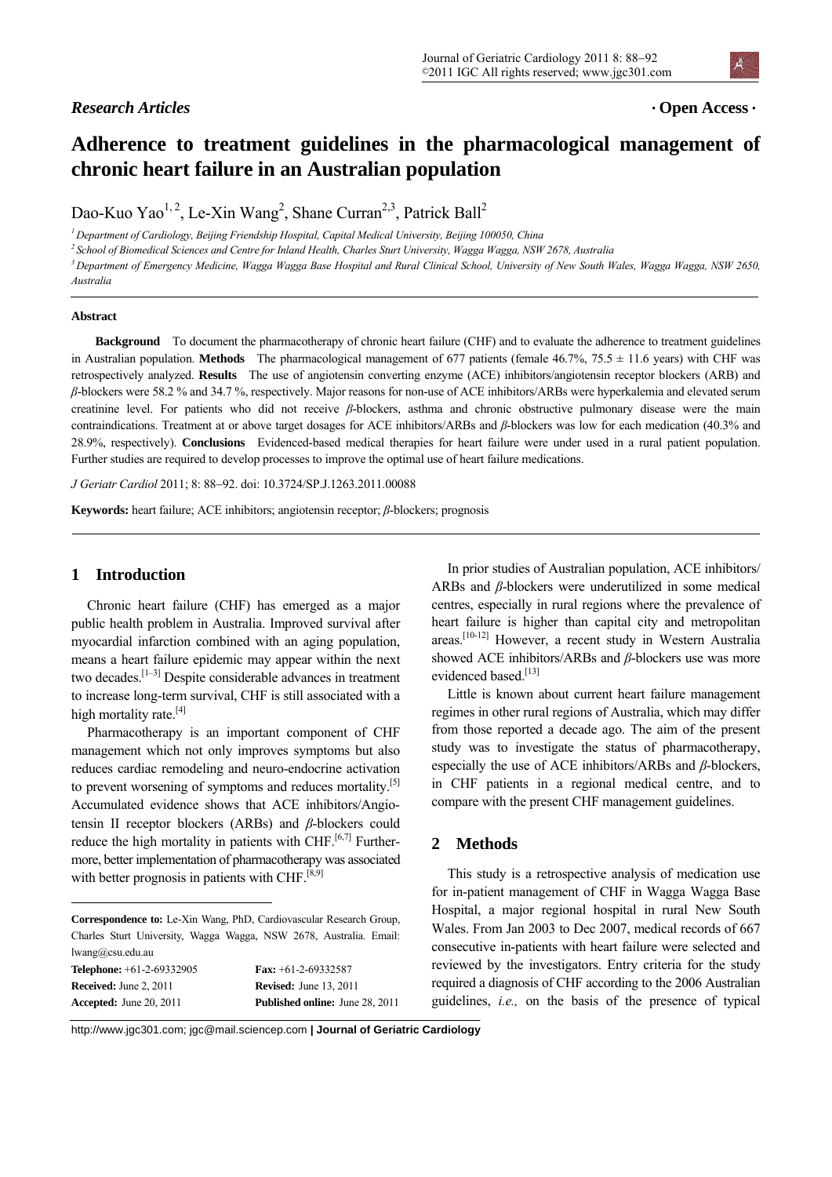*Research Articles* **· Open Access ·**

# Adherence to treatment guidelines in the pharmacological management of chronic heart failure in an Australian population

Dao-Kuo Yao[1, 2], Le-Xin Wang[2], Shane Curran[2,3], Patrick Ball[2]

[1] *Department of Cardiology, Beijing Friendship Hospital, Capital Medical University, Beijing 100050, China*

[2] *School of Biomedical Sciences and Centre for Inland Health, Charles Sturt University, Wagga Wagga, NSW 2678, Australia*

[3] *Department of Emergency Medicine, Wagga Wagga Base Hospital and Rural Clinical School, University of New South Wales, Wagga Wagga, NSW 2650, Australia*

### Abstract

**Background** To document the pharmacotherapy of chronic heart failure (CHF) and to evaluate the adherence to treatment guidelines in Australian population. **Methods** The pharmacological management of 677 patients (female 46.7%, 75.5 ± 11.6 years) with CHF was retrospectively analyzed. **Results** The use of angiotensin converting enzyme (ACE) inhibitors/angiotensin receptor blockers (ARB) and *β*-blockers were 58.2 % and 34.7 %, respectively. Major reasons for non-use of ACE inhibitors/ARBs were hyperkalemia and elevated serum creatinine level. For patients who did not receive *β*-blockers, asthma and chronic obstructive pulmonary disease were the main contraindications. Treatment at or above target dosages for ACE inhibitors/ARBs and *β*-blockers was low for each medication (40.3% and 28.9%, respectively). **Conclusions** Evidenced-based medical therapies for heart failure were under used in a rural patient population. Further studies are required to develop processes to improve the optimal use of heart failure medications.

*J Geriatr Cardiol* 2011; 8: 88−92. doi: 10.3724/SP.J.1263.2011.00088

**Keywords:** heart failure; ACE inhibitors; angiotensin receptor; *β*-blockers; prognosis

## 1 Introduction

Chronic heart failure (CHF) has emerged as a major public health problem in Australia. Improved survival after myocardial infarction combined with an aging population, means a heart failure epidemic may appear within the next two decades.[1–3] Despite considerable advances in treatment to increase long-term survival, CHF is still associated with a high mortality rate.[4]

Pharmacotherapy is an important component of CHF management which not only improves symptoms but also reduces cardiac remodeling and neuro-endocrine activation to prevent worsening of symptoms and reduces mortality.[5] Accumulated evidence shows that ACE inhibitors/Angiotensin II receptor blockers (ARBs) and *β*-blockers could reduce the high mortality in patients with CHF.[6,7] Furthermore, better implementation of pharmacotherapy was associated with better prognosis in patients with CHF.[8,9]

In prior studies of Australian population, ACE inhibitors/ARBs and *β*-blockers were underutilized in some medical centres, especially in rural regions where the prevalence of heart failure is higher than capital city and metropolitan areas.[10-12] However, a recent study in Western Australia showed ACE inhibitors/ARBs and *β*-blockers use was more evidenced based.[13]

Little is known about current heart failure management regimes in other rural regions of Australia, which may differ from those reported a decade ago. The aim of the present study was to investigate the status of pharmacotherapy, especially the use of ACE inhibitors/ARBs and *β*-blockers, in CHF patients in a regional medical centre, and to compare with the present CHF management guidelines.

## 2 Methods

This study is a retrospective analysis of medication use for in-patient management of CHF in Wagga Wagga Base Hospital, a major regional hospital in rural New South Wales. From Jan 2003 to Dec 2007, medical records of 667 consecutive in-patients with heart failure were selected and reviewed by the investigators. Entry criteria for the study required a diagnosis of CHF according to the 2006 Australian guidelines, *i.e.,* on the basis of the presence of typical

**Correspondence to:** Le-Xin Wang, PhD, Cardiovascular Research Group, Charles Sturt University, Wagga Wagga, NSW 2678, Australia. Email: lwang@csu.edu.au

| | |
|---|---|
| **Telephone:** +61-2-69332905 | **Fax:** +61-2-69332587 |
| **Received:** June 2, 2011 | **Revised:** June 13, 2011 |
| **Accepted:** June 20, 2011 | **Published online:** June 28, 2011 |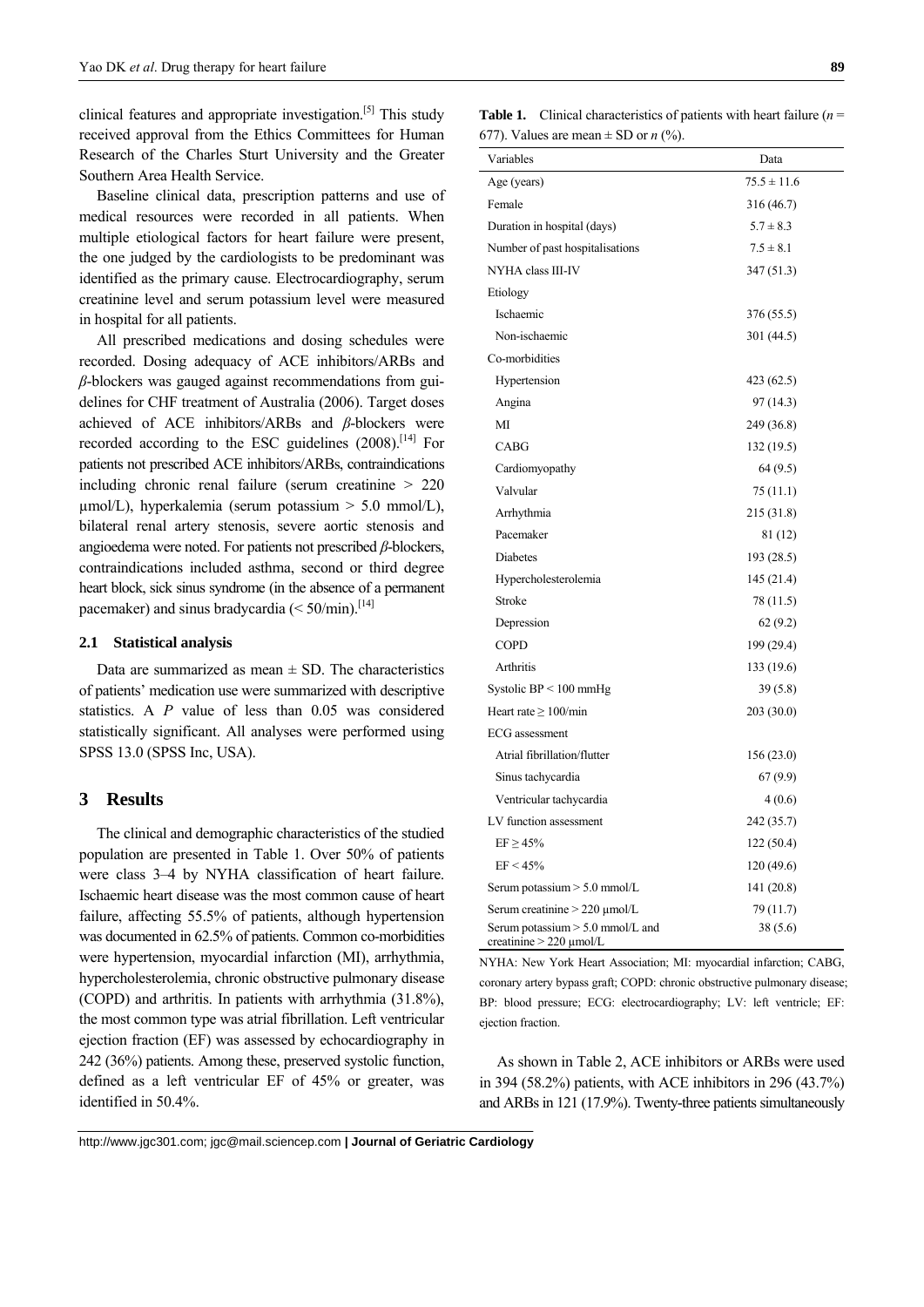clinical features and appropriate investigation.[5] This study received approval from the Ethics Committees for Human Research of the Charles Sturt University and the Greater Southern Area Health Service.

Baseline clinical data, prescription patterns and use of medical resources were recorded in all patients. When multiple etiological factors for heart failure were present, the one judged by the cardiologists to be predominant was identified as the primary cause. Electrocardiography, serum creatinine level and serum potassium level were measured in hospital for all patients.

All prescribed medications and dosing schedules were recorded. Dosing adequacy of ACE inhibitors/ARBs and *β*-blockers was gauged against recommendations from guidelines for CHF treatment of Australia (2006). Target doses achieved of ACE inhibitors/ARBs and *β*-blockers were recorded according to the ESC guidelines (2008).[14] For patients not prescribed ACE inhibitors/ARBs, contraindications including chronic renal failure (serum creatinine > 220 μmol/L), hyperkalemia (serum potassium > 5.0 mmol/L), bilateral renal artery stenosis, severe aortic stenosis and angioedema were noted. For patients not prescribed *β*-blockers, contraindications included asthma, second or third degree heart block, sick sinus syndrome (in the absence of a permanent pacemaker) and sinus bradycardia (< 50/min).[14]

### 2.1 Statistical analysis

Data are summarized as mean ± SD. The characteristics of patients' medication use were summarized with descriptive statistics. A *P* value of less than 0.05 was considered statistically significant. All analyses were performed using SPSS 13.0 (SPSS Inc, USA).

## 3 Results

The clinical and demographic characteristics of the studied population are presented in Table 1. Over 50% of patients were class 3–4 by NYHA classification of heart failure. Ischaemic heart disease was the most common cause of heart failure, affecting 55.5% of patients, although hypertension was documented in 62.5% of patients. Common co-morbidities were hypertension, myocardial infarction (MI), arrhythmia, hypercholesterolemia, chronic obstructive pulmonary disease (COPD) and arthritis. In patients with arrhythmia (31.8%), the most common type was atrial fibrillation. Left ventricular ejection fraction (EF) was assessed by echocardiography in 242 (36%) patients. Among these, preserved systolic function, defined as a left ventricular EF of 45% or greater, was identified in 50.4%.

**Table 1.** Clinical characteristics of patients with heart failure ($n$ = 677). Values are mean ± SD or $n$ (%).

| Variables | Data |
|---|---|
| Age (years) | 75.5 ± 11.6 |
| Female | 316 (46.7) |
| Duration in hospital (days) | 5.7 ± 8.3 |
| Number of past hospitalisations | 7.5 ± 8.1 |
| NYHA class III-IV | 347 (51.3) |
| Etiology | |
| Ischaemic | 376 (55.5) |
| Non-ischaemic | 301 (44.5) |
| Co-morbidities | |
| Hypertension | 423 (62.5) |
| Angina | 97 (14.3) |
| MI | 249 (36.8) |
| CABG | 132 (19.5) |
| Cardiomyopathy | 64 (9.5) |
| Valvular | 75 (11.1) |
| Arrhythmia | 215 (31.8) |
| Pacemaker | 81 (12) |
| Diabetes | 193 (28.5) |
| Hypercholesterolemia | 145 (21.4) |
| Stroke | 78 (11.5) |
| Depression | 62 (9.2) |
| COPD | 199 (29.4) |
| Arthritis | 133 (19.6) |
| Systolic BP < 100 mmHg | 39 (5.8) |
| Heart rate ≥ 100/min | 203 (30.0) |
| ECG assessment | |
| Atrial fibrillation/flutter | 156 (23.0) |
| Sinus tachycardia | 67 (9.9) |
| Ventricular tachycardia | 4 (0.6) |
| LV function assessment | 242 (35.7) |
| EF ≥ 45% | 122 (50.4) |
| EF < 45% | 120 (49.6) |
| Serum potassium > 5.0 mmol/L | 141 (20.8) |
| Serum creatinine > 220 μmol/L | 79 (11.7) |
| Serum potassium > 5.0 mmol/L and creatinine > 220 μmol/L | 38 (5.6) |

NYHA: New York Heart Association; MI: myocardial infarction; CABG, coronary artery bypass graft; COPD: chronic obstructive pulmonary disease; BP: blood pressure; ECG: electrocardiography; LV: left ventricle; EF: ejection fraction.

As shown in Table 2, ACE inhibitors or ARBs were used in 394 (58.2%) patients, with ACE inhibitors in 296 (43.7%) and ARBs in 121 (17.9%). Twenty-three patients simultaneously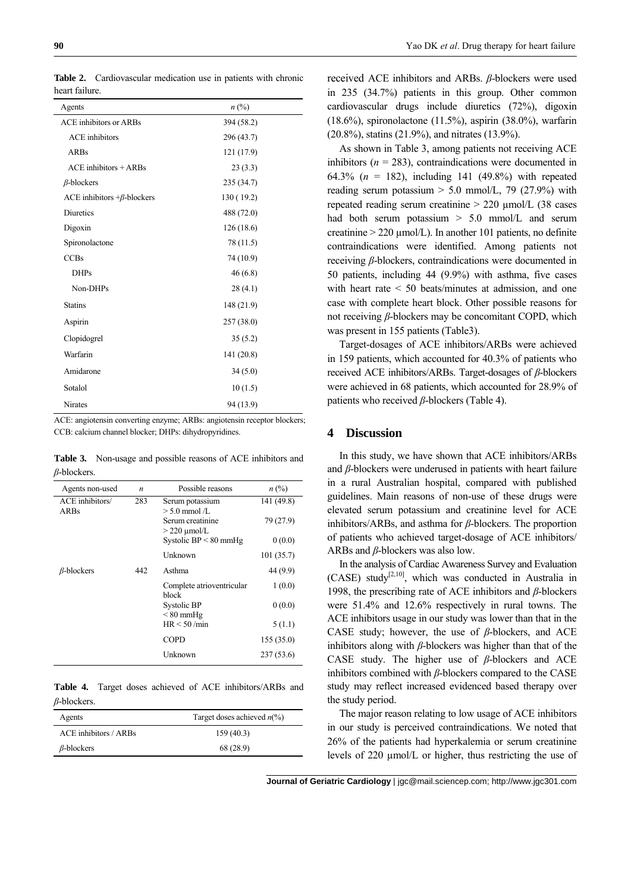**Table 2.** Cardiovascular medication use in patients with chronic heart failure.

| Agents | $n$ (%) |
|---|---|
| ACE inhibitors or ARBs | 394 (58.2) |
| ACE inhibitors | 296 (43.7) |
| ARBs | 121 (17.9) |
| ACE inhibitors + ARBs | 23 (3.3) |
| $\beta$-blockers | 235 (34.7) |
| ACE inhibitors +$\beta$-blockers | 130 ( 19.2) |
| Diuretics | 488 (72.0) |
| Digoxin | 126 (18.6) |
| Spironolactone | 78 (11.5) |
| CCBs | 74 (10.9) |
| DHPs | 46 (6.8) |
| Non-DHPs | 28 (4.1) |
| Statins | 148 (21.9) |
| Aspirin | 257 (38.0) |
| Clopidogrel | 35 (5.2) |
| Warfarin | 141 (20.8) |
| Amidarone | 34 (5.0) |
| Sotalol | 10 (1.5) |
| Nirates | 94 (13.9) |

ACE: angiotensin converting enzyme; ARBs: angiotensin receptor blockers; CCB: calcium channel blocker; DHPs: dihydropyridines.

**Table 3.** Non-usage and possible reasons of ACE inhibitors and $\beta$-blockers.

| Agents non-used | $n$ | Possible reasons | $n$ (%) |
|---|---|---|---|
| ACE inhibitors/ ARBs | 283 | Serum potassium > 5.0 mmol /L | 141 (49.8) |
| | | Serum creatinine > 220 μmol/L | 79 (27.9) |
| | | Systolic BP < 80 mmHg | 0 (0.0) |
| | | Unknown | 101 (35.7) |
| $\beta$-blockers | 442 | Asthma | 44 (9.9) |
| | | Complete atrioventricular block | 1 (0.0) |
| | | Systolic BP < 80 mmHg | 0 (0.0) |
| | | HR < 50 /min | 5 (1.1) |
| | | COPD | 155 (35.0) |
| | | Unknown | 237 (53.6) |

**Table 4.** Target doses achieved of ACE inhibitors/ARBs and $\beta$-blockers.

| Agents | Target doses achieved $n$(%) |
|---|---|
| ACE inhibitors / ARBs | 159 (40.3) |
| $\beta$-blockers | 68 (28.9) |

received ACE inhibitors and ARBs. $\beta$-blockers were used in 235 (34.7%) patients in this group. Other common cardiovascular drugs include diuretics (72%), digoxin (18.6%), spironolactone (11.5%), aspirin (38.0%), warfarin (20.8%), statins (21.9%), and nitrates (13.9%).

As shown in Table 3, among patients not receiving ACE inhibitors ($n$ = 283), contraindications were documented in 64.3% ($n$ = 182), including 141 (49.8%) with repeated reading serum potassium > 5.0 mmol/L, 79 (27.9%) with repeated reading serum creatinine > 220 μmol/L (38 cases had both serum potassium > 5.0 mmol/L and serum creatinine > 220 μmol/L). In another 101 patients, no definite contraindications were identified. Among patients not receiving $\beta$-blockers, contraindications were documented in 50 patients, including 44 (9.9%) with asthma, five cases with heart rate < 50 beats/minutes at admission, and one case with complete heart block. Other possible reasons for not receiving $\beta$-blockers may be concomitant COPD, which was present in 155 patients (Table3).

Target-dosages of ACE inhibitors/ARBs were achieved in 159 patients, which accounted for 40.3% of patients who received ACE inhibitors/ARBs. Target-dosages of $\beta$-blockers were achieved in 68 patients, which accounted for 28.9% of patients who received $\beta$-blockers (Table 4).

## 4 Discussion

In this study, we have shown that ACE inhibitors/ARBs and $\beta$-blockers were underused in patients with heart failure in a rural Australian hospital, compared with published guidelines. Main reasons of non-use of these drugs were elevated serum potassium and creatinine level for ACE inhibitors/ARBs, and asthma for $\beta$-blockers. The proportion of patients who achieved target-dosage of ACE inhibitors/ ARBs and $\beta$-blockers was also low.

In the analysis of Cardiac Awareness Survey and Evaluation (CASE) study[2,10], which was conducted in Australia in 1998, the prescribing rate of ACE inhibitors and $\beta$-blockers were 51.4% and 12.6% respectively in rural towns. The ACE inhibitors usage in our study was lower than that in the CASE study; however, the use of $\beta$-blockers, and ACE inhibitors along with $\beta$-blockers was higher than that of the CASE study. The higher use of $\beta$-blockers and ACE inhibitors combined with $\beta$-blockers compared to the CASE study may reflect increased evidenced based therapy over the study period.

The major reason relating to low usage of ACE inhibitors in our study is perceived contraindications. We noted that 26% of the patients had hyperkalemia or serum creatinine levels of 220 μmol/L or higher, thus restricting the use of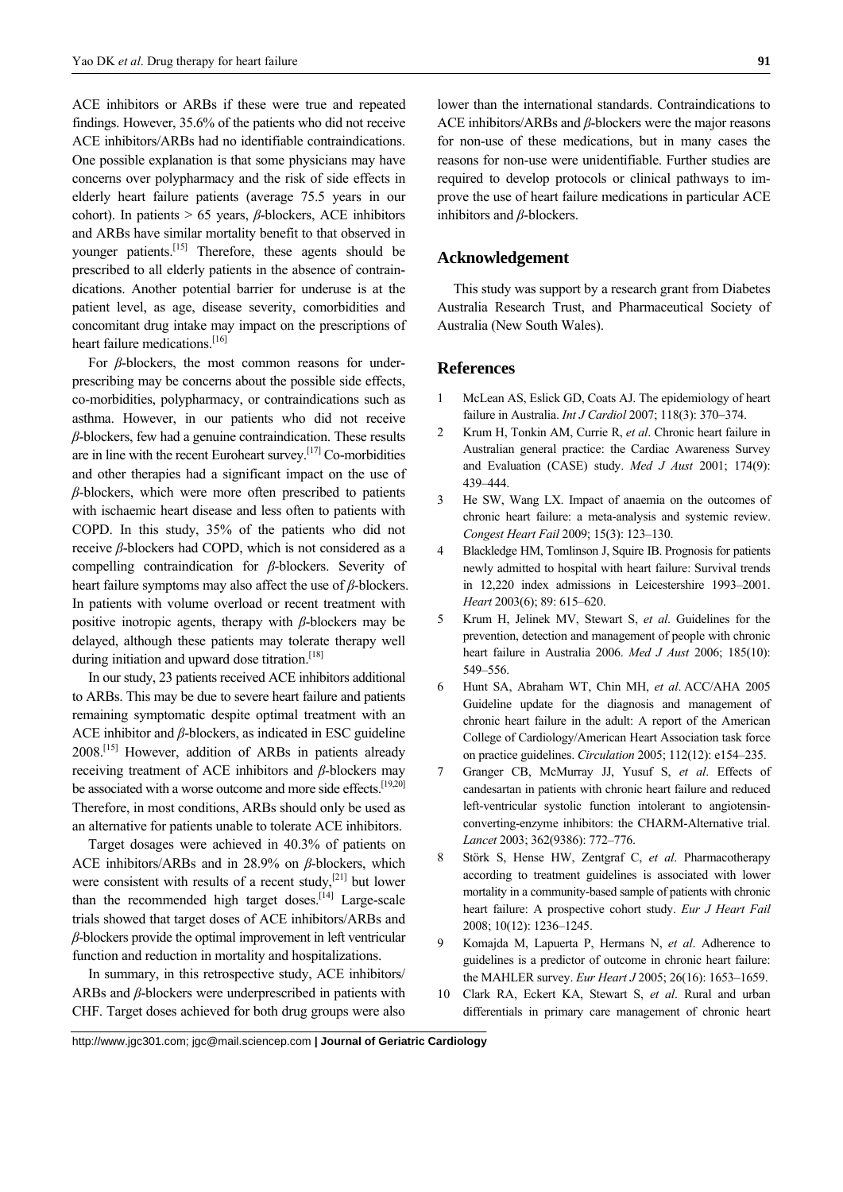ACE inhibitors or ARBs if these were true and repeated findings. However, 35.6% of the patients who did not receive ACE inhibitors/ARBs had no identifiable contraindications. One possible explanation is that some physicians may have concerns over polypharmacy and the risk of side effects in elderly heart failure patients (average 75.5 years in our cohort). In patients > 65 years, *β*-blockers, ACE inhibitors and ARBs have similar mortality benefit to that observed in younger patients.[15] Therefore, these agents should be prescribed to all elderly patients in the absence of contraindications. Another potential barrier for underuse is at the patient level, as age, disease severity, comorbidities and concomitant drug intake may impact on the prescriptions of heart failure medications.[16]

For *β*-blockers, the most common reasons for under-prescribing may be concerns about the possible side effects, co-morbidities, polypharmacy, or contraindications such as asthma. However, in our patients who did not receive *β*-blockers, few had a genuine contraindication. These results are in line with the recent Euroheart survey.[17] Co-morbidities and other therapies had a significant impact on the use of *β*-blockers, which were more often prescribed to patients with ischaemic heart disease and less often to patients with COPD. In this study, 35% of the patients who did not receive *β*-blockers had COPD, which is not considered as a compelling contraindication for *β*-blockers. Severity of heart failure symptoms may also affect the use of *β*-blockers. In patients with volume overload or recent treatment with positive inotropic agents, therapy with *β*-blockers may be delayed, although these patients may tolerate therapy well during initiation and upward dose titration.[18]

In our study, 23 patients received ACE inhibitors additional to ARBs. This may be due to severe heart failure and patients remaining symptomatic despite optimal treatment with an ACE inhibitor and *β*-blockers, as indicated in ESC guideline 2008.[15] However, addition of ARBs in patients already receiving treatment of ACE inhibitors and *β*-blockers may be associated with a worse outcome and more side effects.[19,20] Therefore, in most conditions, ARBs should only be used as an alternative for patients unable to tolerate ACE inhibitors.

Target dosages were achieved in 40.3% of patients on ACE inhibitors/ARBs and in 28.9% on *β*-blockers, which were consistent with results of a recent study,[21] but lower than the recommended high target doses.[14] Large-scale trials showed that target doses of ACE inhibitors/ARBs and *β*-blockers provide the optimal improvement in left ventricular function and reduction in mortality and hospitalizations.

In summary, in this retrospective study, ACE inhibitors/ARBs and *β*-blockers were underprescribed in patients with CHF. Target doses achieved for both drug groups were also lower than the international standards. Contraindications to ACE inhibitors/ARBs and *β*-blockers were the major reasons for non-use of these medications, but in many cases the reasons for non-use were unidentifiable. Further studies are required to develop protocols or clinical pathways to improve the use of heart failure medications in particular ACE inhibitors and *β*-blockers.

## Acknowledgement

This study was support by a research grant from Diabetes Australia Research Trust, and Pharmaceutical Society of Australia (New South Wales).

## References

1. McLean AS, Eslick GD, Coats AJ. The epidemiology of heart failure in Australia. *Int J Cardiol* 2007; 118(3): 370–374.
2. Krum H, Tonkin AM, Currie R, *et al*. Chronic heart failure in Australian general practice: the Cardiac Awareness Survey and Evaluation (CASE) study. *Med J Aust* 2001; 174(9): 439–444.
3. He SW, Wang LX. Impact of anaemia on the outcomes of chronic heart failure: a meta-analysis and systemic review. *Congest Heart Fail* 2009; 15(3): 123–130.
4. Blackledge HM, Tomlinson J, Squire IB. Prognosis for patients newly admitted to hospital with heart failure: Survival trends in 12,220 index admissions in Leicestershire 1993–2001. *Heart* 2003(6); 89: 615–620.
5. Krum H, Jelinek MV, Stewart S, *et al*. Guidelines for the prevention, detection and management of people with chronic heart failure in Australia 2006. *Med J Aust* 2006; 185(10): 549–556.
6. Hunt SA, Abraham WT, Chin MH, *et al*. ACC/AHA 2005 Guideline update for the diagnosis and management of chronic heart failure in the adult: A report of the American College of Cardiology/American Heart Association task force on practice guidelines. *Circulation* 2005; 112(12): e154–235.
7. Granger CB, McMurray JJ, Yusuf S, *et al*. Effects of candesartan in patients with chronic heart failure and reduced left-ventricular systolic function intolerant to angiotensin-converting-enzyme inhibitors: the CHARM-Alternative trial. *Lancet* 2003; 362(9386): 772–776.
8. Störk S, Hense HW, Zentgraf C, *et al*. Pharmacotherapy according to treatment guidelines is associated with lower mortality in a community-based sample of patients with chronic heart failure: A prospective cohort study. *Eur J Heart Fail* 2008; 10(12): 1236–1245.
9. Komajda M, Lapuerta P, Hermans N, *et al*. Adherence to guidelines is a predictor of outcome in chronic heart failure: the MAHLER survey. *Eur Heart J* 2005; 26(16): 1653–1659.
10. Clark RA, Eckert KA, Stewart S, *et al*. Rural and urban differentials in primary care management of chronic heart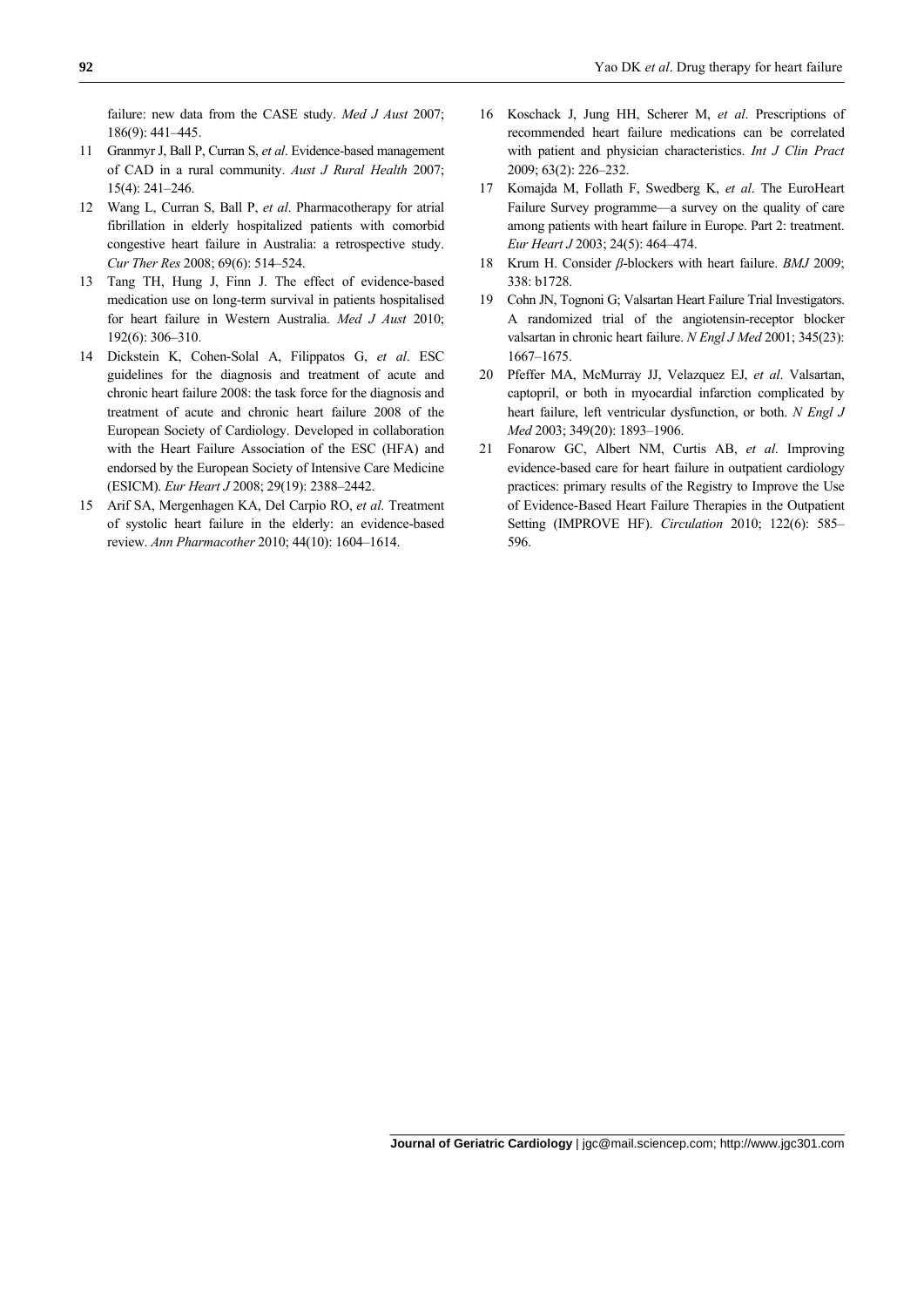failure: new data from the CASE study. *Med J Aust* 2007; 186(9): 441–445.

11 Granmyr J, Ball P, Curran S, *et al*. Evidence-based management of CAD in a rural community. *Aust J Rural Health* 2007; 15(4): 241–246.

12 Wang L, Curran S, Ball P, *et al*. Pharmacotherapy for atrial fibrillation in elderly hospitalized patients with comorbid congestive heart failure in Australia: a retrospective study. *Cur Ther Res* 2008; 69(6): 514–524.

13 Tang TH, Hung J, Finn J. The effect of evidence-based medication use on long-term survival in patients hospitalised for heart failure in Western Australia. *Med J Aust* 2010; 192(6): 306–310.

14 Dickstein K, Cohen-Solal A, Filippatos G, *et al*. ESC guidelines for the diagnosis and treatment of acute and chronic heart failure 2008: the task force for the diagnosis and treatment of acute and chronic heart failure 2008 of the European Society of Cardiology. Developed in collaboration with the Heart Failure Association of the ESC (HFA) and endorsed by the European Society of Intensive Care Medicine (ESICM). *Eur Heart J* 2008; 29(19): 2388–2442.

15 Arif SA, Mergenhagen KA, Del Carpio RO, *et al*. Treatment of systolic heart failure in the elderly: an evidence-based review. *Ann Pharmacother* 2010; 44(10): 1604–1614.

16 Koschack J, Jung HH, Scherer M, *et al*. Prescriptions of recommended heart failure medications can be correlated with patient and physician characteristics. *Int J Clin Pract* 2009; 63(2): 226–232.

17 Komajda M, Follath F, Swedberg K, *et al*. The EuroHeart Failure Survey programme—a survey on the quality of care among patients with heart failure in Europe. Part 2: treatment. *Eur Heart J* 2003; 24(5): 464–474.

18 Krum H. Consider *β*-blockers with heart failure. *BMJ* 2009; 338: b1728.

19 Cohn JN, Tognoni G; Valsartan Heart Failure Trial Investigators. A randomized trial of the angiotensin-receptor blocker valsartan in chronic heart failure. *N Engl J Med* 2001; 345(23): 1667–1675.

20 Pfeffer MA, McMurray JJ, Velazquez EJ, *et al*. Valsartan, captopril, or both in myocardial infarction complicated by heart failure, left ventricular dysfunction, or both. *N Engl J Med* 2003; 349(20): 1893–1906.

21 Fonarow GC, Albert NM, Curtis AB, *et al*. Improving evidence-based care for heart failure in outpatient cardiology practices: primary results of the Registry to Improve the Use of Evidence-Based Heart Failure Therapies in the Outpatient Setting (IMPROVE HF). *Circulation* 2010; 122(6): 585–596.